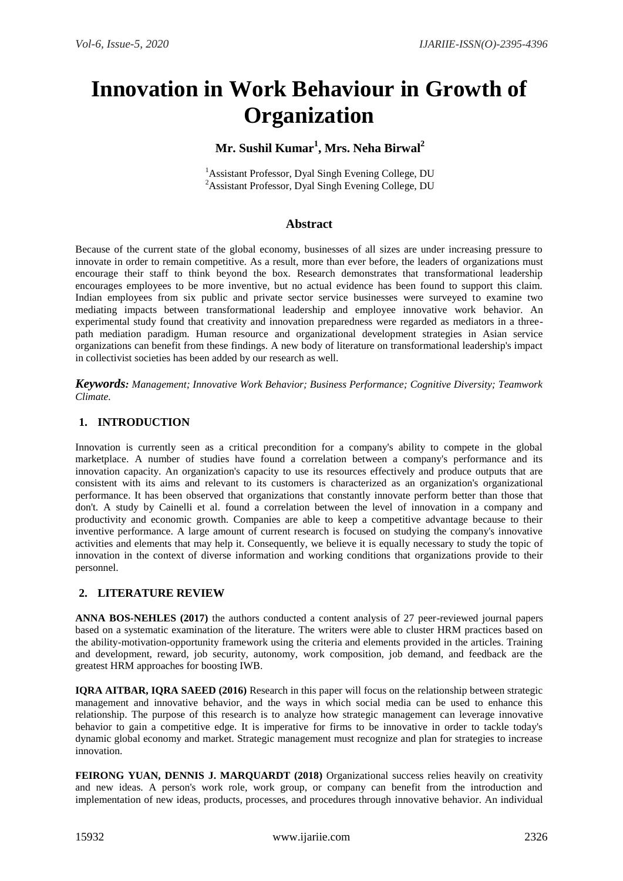# Innovation in Work Behaviour in Growth of Organization

**Mr. Sushil Kumar[1], Mrs. Neha Birwal[2]**

[1]Assistant Professor, Dyal Singh Evening College, DU
[2]Assistant Professor, Dyal Singh Evening College, DU

## Abstract

Because of the current state of the global economy, businesses of all sizes are under increasing pressure to innovate in order to remain competitive. As a result, more than ever before, the leaders of organizations must encourage their staff to think beyond the box. Research demonstrates that transformational leadership encourages employees to be more inventive, but no actual evidence has been found to support this claim. Indian employees from six public and private sector service businesses were surveyed to examine two mediating impacts between transformational leadership and employee innovative work behavior. An experimental study found that creativity and innovation preparedness were regarded as mediators in a three-path mediation paradigm. Human resource and organizational development strategies in Asian service organizations can benefit from these findings. A new body of literature on transformational leadership's impact in collectivist societies has been added by our research as well.

***Keywords:*** *Management; Innovative Work Behavior; Business Performance; Cognitive Diversity; Teamwork Climate.*

## 1. INTRODUCTION

Innovation is currently seen as a critical precondition for a company's ability to compete in the global marketplace. A number of studies have found a correlation between a company's performance and its innovation capacity. An organization's capacity to use its resources effectively and produce outputs that are consistent with its aims and relevant to its customers is characterized as an organization's organizational performance. It has been observed that organizations that constantly innovate perform better than those that don't. A study by Cainelli et al. found a correlation between the level of innovation in a company and productivity and economic growth. Companies are able to keep a competitive advantage because to their inventive performance. A large amount of current research is focused on studying the company's innovative activities and elements that may help it. Consequently, we believe it is equally necessary to study the topic of innovation in the context of diverse information and working conditions that organizations provide to their personnel.

## 2. LITERATURE REVIEW

**ANNA BOS-NEHLES (2017)** the authors conducted a content analysis of 27 peer-reviewed journal papers based on a systematic examination of the literature. The writers were able to cluster HRM practices based on the ability-motivation-opportunity framework using the criteria and elements provided in the articles. Training and development, reward, job security, autonomy, work composition, job demand, and feedback are the greatest HRM approaches for boosting IWB.

**IQRA AITBAR, IQRA SAEED (2016)** Research in this paper will focus on the relationship between strategic management and innovative behavior, and the ways in which social media can be used to enhance this relationship. The purpose of this research is to analyze how strategic management can leverage innovative behavior to gain a competitive edge. It is imperative for firms to be innovative in order to tackle today's dynamic global economy and market. Strategic management must recognize and plan for strategies to increase innovation.

**FEIRONG YUAN, DENNIS J. MARQUARDT (2018)** Organizational success relies heavily on creativity and new ideas. A person's work role, work group, or company can benefit from the introduction and implementation of new ideas, products, processes, and procedures through innovative behavior. An individual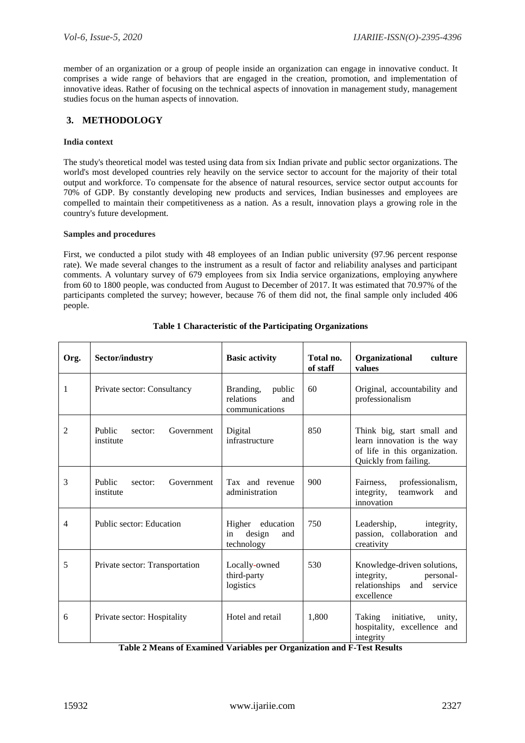member of an organization or a group of people inside an organization can engage in innovative conduct. It comprises a wide range of behaviors that are engaged in the creation, promotion, and implementation of innovative ideas. Rather of focusing on the technical aspects of innovation in management study, management studies focus on the human aspects of innovation.

## 3. METHODOLOGY

**India context**

The study's theoretical model was tested using data from six Indian private and public sector organizations. The world's most developed countries rely heavily on the service sector to account for the majority of their total output and workforce. To compensate for the absence of natural resources, service sector output accounts for 70% of GDP. By constantly developing new products and services, Indian businesses and employees are compelled to maintain their competitiveness as a nation. As a result, innovation plays a growing role in the country's future development.

**Samples and procedures**

First, we conducted a pilot study with 48 employees of an Indian public university (97.96 percent response rate). We made several changes to the instrument as a result of factor and reliability analyses and participant comments. A voluntary survey of 679 employees from six India service organizations, employing anywhere from 60 to 1800 people, was conducted from August to December of 2017. It was estimated that 70.97% of the participants completed the survey; however, because 76 of them did not, the final sample only included 406 people.

**Table 1 Characteristic of the Participating Organizations**

| Org. | Sector/industry | Basic activity | Total no. of staff | Organizational culture values |
|---|---|---|---|---|
| 1 | Private sector: Consultancy | Branding, public relations and communications | 60 | Original, accountability and professionalism |
| 2 | Public sector: Government institute | Digital infrastructure | 850 | Think big, start small and learn innovation is the way of life in this organization. Quickly from failing. |
| 3 | Public sector: Government institute | Tax and revenue administration | 900 | Fairness, professionalism, integrity, teamwork and innovation |
| 4 | Public sector: Education | Higher education in design and technology | 750 | Leadership, integrity, passion, collaboration and creativity |
| 5 | Private sector: Transportation | Locally-owned third-party logistics | 530 | Knowledge-driven solutions, integrity, personal-relationships and service excellence |
| 6 | Private sector: Hospitality | Hotel and retail | 1,800 | Taking initiative, unity, hospitality, excellence and integrity |

**Table 2 Means of Examined Variables per Organization and F-Test Results**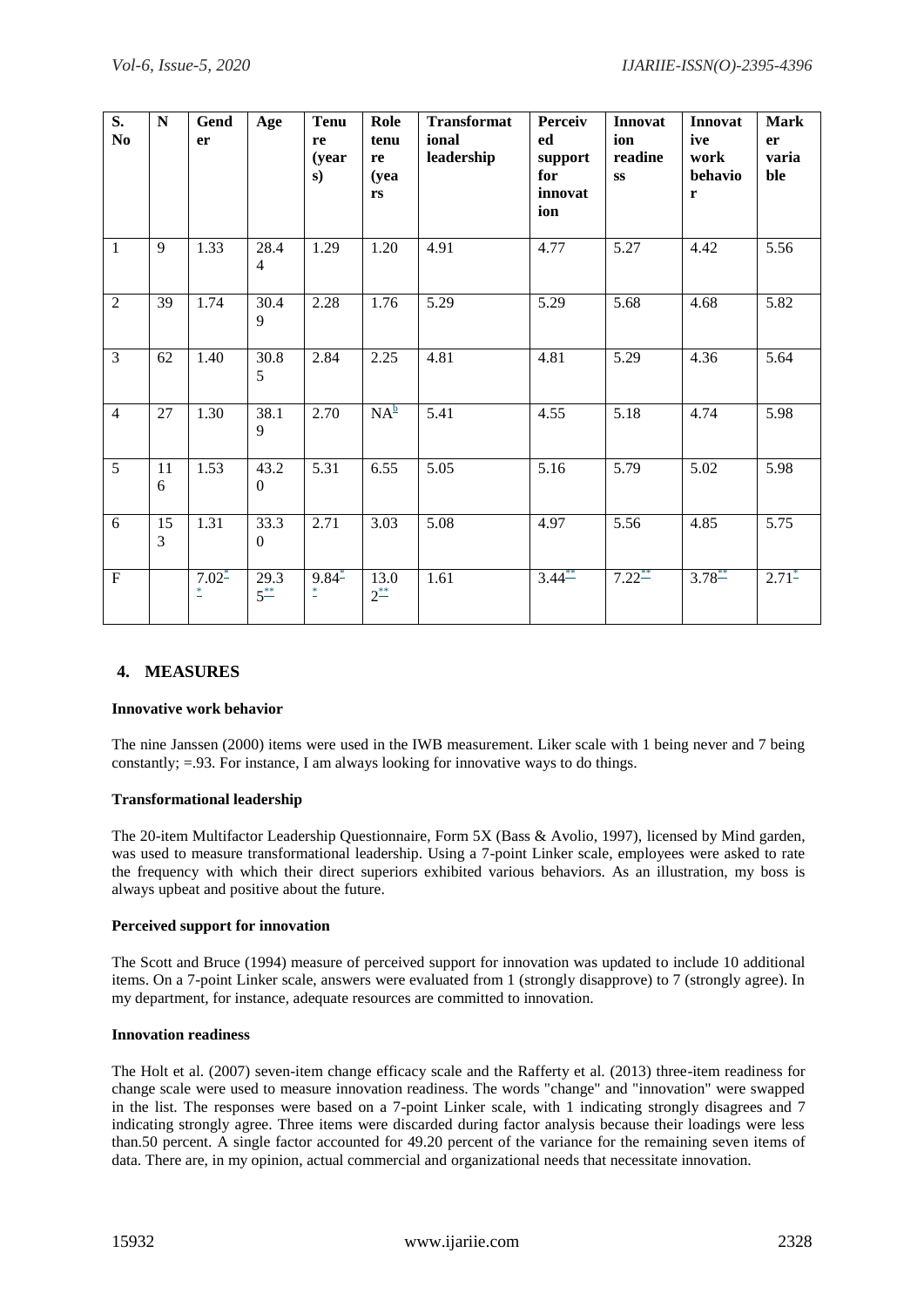| S. No | N | Gender | Age | Tenure (years) | Role tenure (years | Transformational leadership | Perceived support for innovation | Innovation readiness | Innovative work behavior | Marker variable |
|---|---|---|---|---|---|---|---|---|---|---|
| 1 | 9 | 1.33 | 28.44 | 1.29 | 1.20 | 4.91 | 4.77 | 5.27 | 4.42 | 5.56 |
| 2 | 39 | 1.74 | 30.49 | 2.28 | 1.76 | 5.29 | 5.29 | 5.68 | 4.68 | 5.82 |
| 3 | 62 | 1.40 | 30.85 | 2.84 | 2.25 | 4.81 | 4.81 | 5.29 | 4.36 | 5.64 |
| 4 | 27 | 1.30 | 38.19 | 2.70 | NA[b] | 5.41 | 4.55 | 5.18 | 4.74 | 5.98 |
| 5 | 116 | 1.53 | 43.20 | 5.31 | 6.55 | 5.05 | 5.16 | 5.79 | 5.02 | 5.98 |
| 6 | 153 | 1.31 | 33.30 | 2.71 | 3.03 | 5.08 | 4.97 | 5.56 | 4.85 | 5.75 |
| F | | 7.02** | 29.35** | 9.84** | 13.02** | 1.61 | 3.44** | 7.22** | 3.78** | 2.71* |

## 4. MEASURES

**Innovative work behavior**

The nine Janssen (2000) items were used in the IWB measurement. Liker scale with 1 being never and 7 being constantly; =.93. For instance, I am always looking for innovative ways to do things.

**Transformational leadership**

The 20-item Multifactor Leadership Questionnaire, Form 5X (Bass & Avolio, 1997), licensed by Mind garden, was used to measure transformational leadership. Using a 7-point Linker scale, employees were asked to rate the frequency with which their direct superiors exhibited various behaviors. As an illustration, my boss is always upbeat and positive about the future.

**Perceived support for innovation**

The Scott and Bruce (1994) measure of perceived support for innovation was updated to include 10 additional items. On a 7-point Linker scale, answers were evaluated from 1 (strongly disapprove) to 7 (strongly agree). In my department, for instance, adequate resources are committed to innovation.

**Innovation readiness**

The Holt et al. (2007) seven-item change efficacy scale and the Rafferty et al. (2013) three-item readiness for change scale were used to measure innovation readiness. The words "change" and "innovation" were swapped in the list. The responses were based on a 7-point Linker scale, with 1 indicating strongly disagrees and 7 indicating strongly agree. Three items were discarded during factor analysis because their loadings were less than.50 percent. A single factor accounted for 49.20 percent of the variance for the remaining seven items of data. There are, in my opinion, actual commercial and organizational needs that necessitate innovation.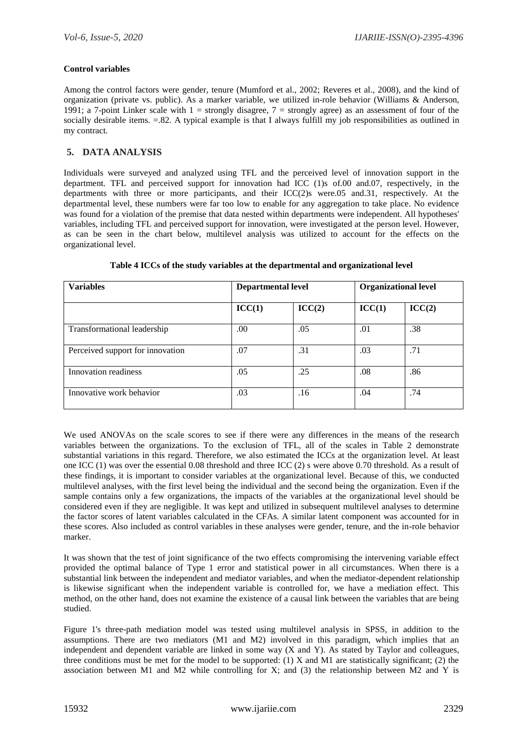**Control variables**

Among the control factors were gender, tenure (Mumford et al., 2002; Reveres et al., 2008), and the kind of organization (private vs. public). As a marker variable, we utilized in-role behavior (Williams & Anderson, 1991; a 7-point Linker scale with 1 = strongly disagree, 7 = strongly agree) as an assessment of four of the socially desirable items. =.82. A typical example is that I always fulfill my job responsibilities as outlined in my contract.

## 5. DATA ANALYSIS

Individuals were surveyed and analyzed using TFL and the perceived level of innovation support in the department. TFL and perceived support for innovation had ICC (1)s of.00 and.07, respectively, in the departments with three or more participants, and their ICC(2)s were.05 and.31, respectively. At the departmental level, these numbers were far too low to enable for any aggregation to take place. No evidence was found for a violation of the premise that data nested within departments were independent. All hypotheses' variables, including TFL and perceived support for innovation, were investigated at the person level. However, as can be seen in the chart below, multilevel analysis was utilized to account for the effects on the organizational level.

**Table 4 ICCs of the study variables at the departmental and organizational level**

| Variables | Departmental level | | Organizational level | |
|---|---|---|---|---|
| | ICC(1) | ICC(2) | ICC(1) | ICC(2) |
| Transformational leadership | .00 | .05 | .01 | .38 |
| Perceived support for innovation | .07 | .31 | .03 | .71 |
| Innovation readiness | .05 | .25 | .08 | .86 |
| Innovative work behavior | .03 | .16 | .04 | .74 |

We used ANOVAs on the scale scores to see if there were any differences in the means of the research variables between the organizations. To the exclusion of TFL, all of the scales in Table 2 demonstrate substantial variations in this regard. Therefore, we also estimated the ICCs at the organization level. At least one ICC (1) was over the essential 0.08 threshold and three ICC (2) s were above 0.70 threshold. As a result of these findings, it is important to consider variables at the organizational level. Because of this, we conducted multilevel analyses, with the first level being the individual and the second being the organization. Even if the sample contains only a few organizations, the impacts of the variables at the organizational level should be considered even if they are negligible. It was kept and utilized in subsequent multilevel analyses to determine the factor scores of latent variables calculated in the CFAs. A similar latent component was accounted for in these scores. Also included as control variables in these analyses were gender, tenure, and the in-role behavior marker.

It was shown that the test of joint significance of the two effects compromising the intervening variable effect provided the optimal balance of Type 1 error and statistical power in all circumstances. When there is a substantial link between the independent and mediator variables, and when the mediator-dependent relationship is likewise significant when the independent variable is controlled for, we have a mediation effect. This method, on the other hand, does not examine the existence of a causal link between the variables that are being studied.

Figure 1's three-path mediation model was tested using multilevel analysis in SPSS, in addition to the assumptions. There are two mediators (M1 and M2) involved in this paradigm, which implies that an independent and dependent variable are linked in some way (X and Y). As stated by Taylor and colleagues, three conditions must be met for the model to be supported: (1) X and M1 are statistically significant; (2) the association between M1 and M2 while controlling for X; and (3) the relationship between M2 and Y is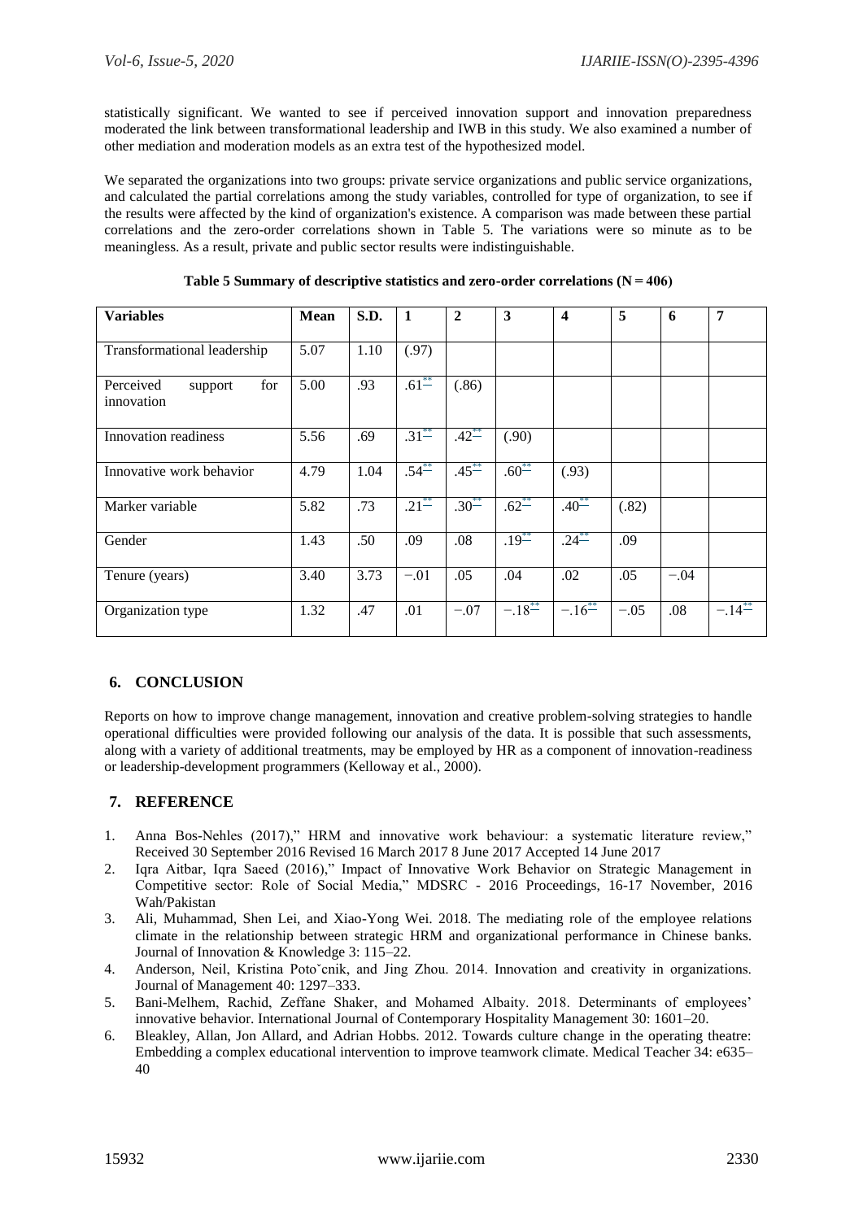statistically significant. We wanted to see if perceived innovation support and innovation preparedness moderated the link between transformational leadership and IWB in this study. We also examined a number of other mediation and moderation models as an extra test of the hypothesized model.

We separated the organizations into two groups: private service organizations and public service organizations, and calculated the partial correlations among the study variables, controlled for type of organization, to see if the results were affected by the kind of organization's existence. A comparison was made between these partial correlations and the zero-order correlations shown in Table 5. The variations were so minute as to be meaningless. As a result, private and public sector results were indistinguishable.

**Table 5 Summary of descriptive statistics and zero-order correlations (N = 406)**

| Variables | Mean | S.D. | 1 | 2 | 3 | 4 | 5 | 6 | 7 |
|---|---|---|---|---|---|---|---|---|---|
| Transformational leadership | 5.07 | 1.10 | (.97) | | | | | | |
| Perceived support for innovation | 5.00 | .93 | .61** | (.86) | | | | | |
| Innovation readiness | 5.56 | .69 | .31** | .42** | (.90) | | | | |
| Innovative work behavior | 4.79 | 1.04 | .54** | .45** | .60** | (.93) | | | |
| Marker variable | 5.82 | .73 | .21** | .30** | .62** | .40** | (.82) | | |
| Gender | 1.43 | .50 | .09 | .08 | .19** | .24** | .09 | | |
| Tenure (years) | 3.40 | 3.73 | −.01 | .05 | .04 | .02 | .05 | −.04 | |
| Organization type | 1.32 | .47 | .01 | −.07 | −.18** | −.16** | −.05 | .08 | −.14** |

## 6. CONCLUSION

Reports on how to improve change management, innovation and creative problem-solving strategies to handle operational difficulties were provided following our analysis of the data. It is possible that such assessments, along with a variety of additional treatments, may be employed by HR as a component of innovation-readiness or leadership-development programmers (Kelloway et al., 2000).

## 7. REFERENCE

1. Anna Bos-Nehles (2017)," HRM and innovative work behaviour: a systematic literature review," Received 30 September 2016 Revised 16 March 2017 8 June 2017 Accepted 14 June 2017
2. Iqra Aitbar, Iqra Saeed (2016)," Impact of Innovative Work Behavior on Strategic Management in Competitive sector: Role of Social Media," MDSRC - 2016 Proceedings, 16-17 November, 2016 Wah/Pakistan
3. Ali, Muhammad, Shen Lei, and Xiao-Yong Wei. 2018. The mediating role of the employee relations climate in the relationship between strategic HRM and organizational performance in Chinese banks. Journal of Innovation & Knowledge 3: 115–22.
4. Anderson, Neil, Kristina Potoˇcnik, and Jing Zhou. 2014. Innovation and creativity in organizations. Journal of Management 40: 1297–333.
5. Bani-Melhem, Rachid, Zeffane Shaker, and Mohamed Albaity. 2018. Determinants of employees' innovative behavior. International Journal of Contemporary Hospitality Management 30: 1601–20.
6. Bleakley, Allan, Jon Allard, and Adrian Hobbs. 2012. Towards culture change in the operating theatre: Embedding a complex educational intervention to improve teamwork climate. Medical Teacher 34: e635–40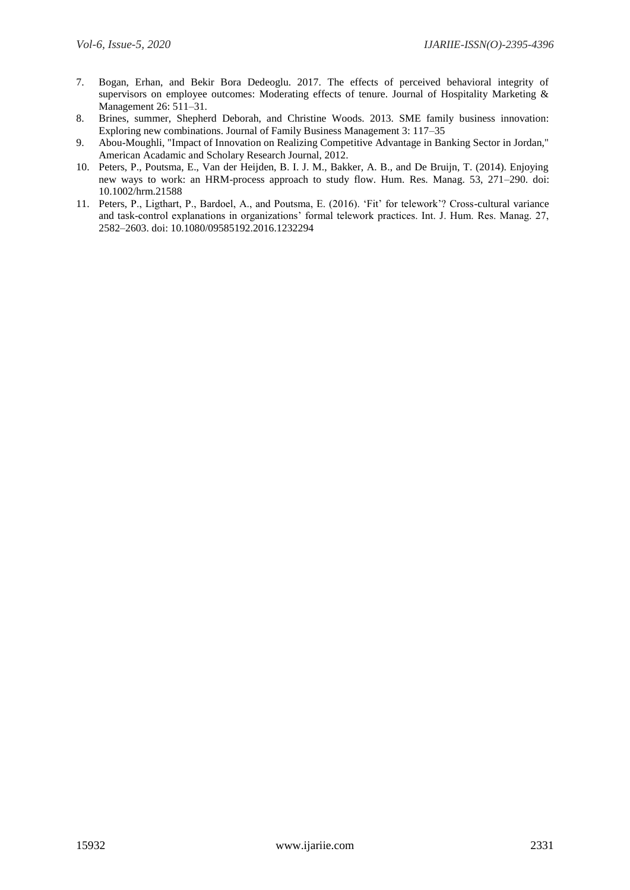7. Bogan, Erhan, and Bekir Bora Dedeoglu. 2017. The effects of perceived behavioral integrity of supervisors on employee outcomes: Moderating effects of tenure. Journal of Hospitality Marketing & Management 26: 511–31.
8. Brines, summer, Shepherd Deborah, and Christine Woods. 2013. SME family business innovation: Exploring new combinations. Journal of Family Business Management 3: 117–35
9. Abou-Moughli, "Impact of Innovation on Realizing Competitive Advantage in Banking Sector in Jordan," American Acadamic and Scholary Research Journal, 2012.
10. Peters, P., Poutsma, E., Van der Heijden, B. I. J. M., Bakker, A. B., and De Bruijn, T. (2014). Enjoying new ways to work: an HRM-process approach to study flow. Hum. Res. Manag. 53, 271–290. doi: 10.1002/hrm.21588
11. Peters, P., Ligthart, P., Bardoel, A., and Poutsma, E. (2016). 'Fit' for telework'? Cross-cultural variance and task-control explanations in organizations' formal telework practices. Int. J. Hum. Res. Manag. 27, 2582–2603. doi: 10.1080/09585192.2016.1232294